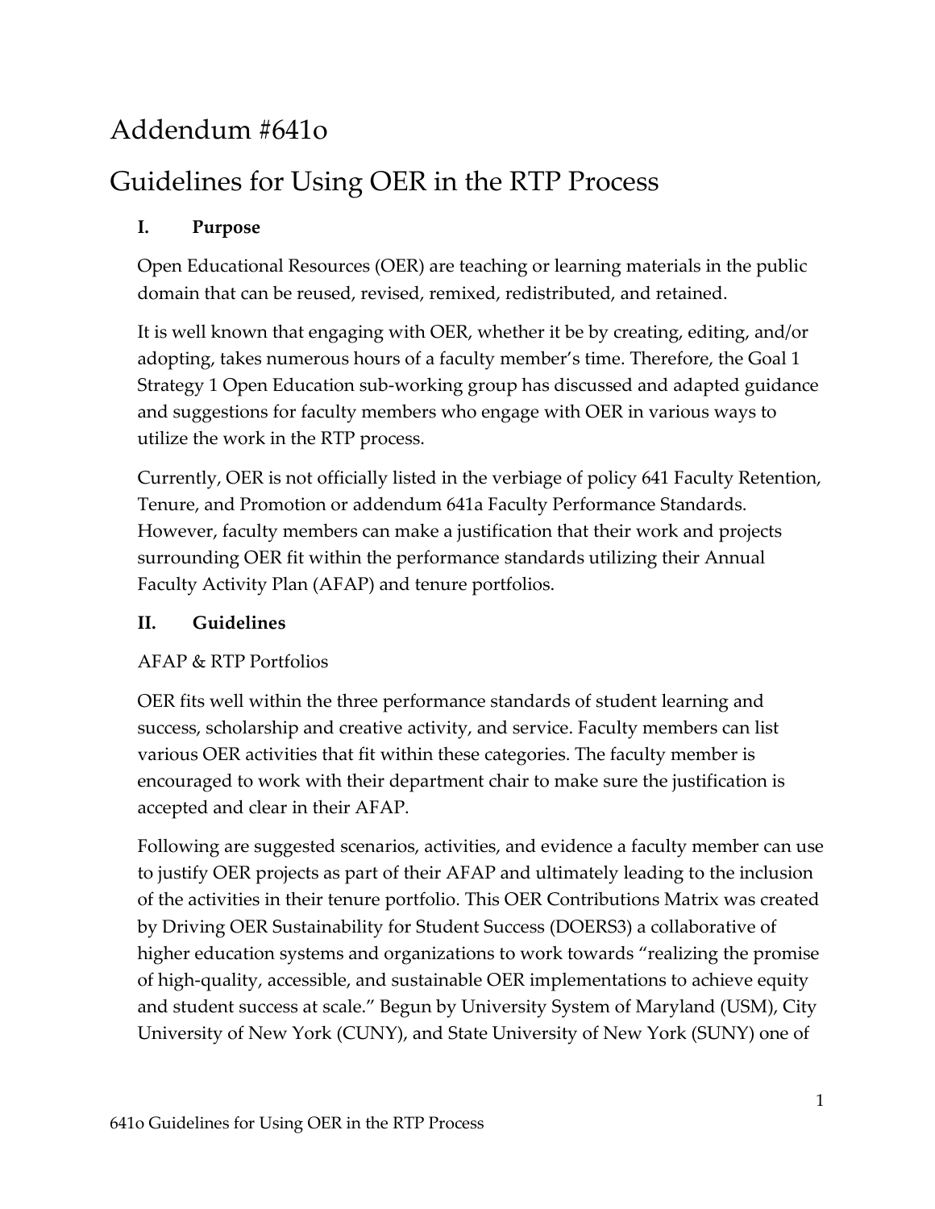# Addendum #641o

# Guidelines for Using OER in the RTP Process

## I. Purpose

Open Educational Resources (OER) are teaching or learning materials in the public domain that can be reused, revised, remixed, redistributed, and retained.

It is well known that engaging with OER, whether it be by creating, editing, and/or adopting, takes numerous hours of a faculty member's time. Therefore, the Goal 1 Strategy 1 Open Education sub-working group has discussed and adapted guidance and suggestions for faculty members who engage with OER in various ways to utilize the work in the RTP process.

Currently, OER is not officially listed in the verbiage of policy 641 Faculty Retention, Tenure, and Promotion or addendum 641a Faculty Performance Standards. However, faculty members can make a justification that their work and projects surrounding OER fit within the performance standards utilizing their Annual Faculty Activity Plan (AFAP) and tenure portfolios.

## II. Guidelines

AFAP & RTP Portfolios

OER fits well within the three performance standards of student learning and success, scholarship and creative activity, and service. Faculty members can list various OER activities that fit within these categories. The faculty member is encouraged to work with their department chair to make sure the justification is accepted and clear in their AFAP.

Following are suggested scenarios, activities, and evidence a faculty member can use to justify OER projects as part of their AFAP and ultimately leading to the inclusion of the activities in their tenure portfolio. This OER Contributions Matrix was created by Driving OER Sustainability for Student Success (DOERS3) a collaborative of higher education systems and organizations to work towards "realizing the promise of high-quality, accessible, and sustainable OER implementations to achieve equity and student success at scale." Begun by University System of Maryland (USM), City University of New York (CUNY), and State University of New York (SUNY) one of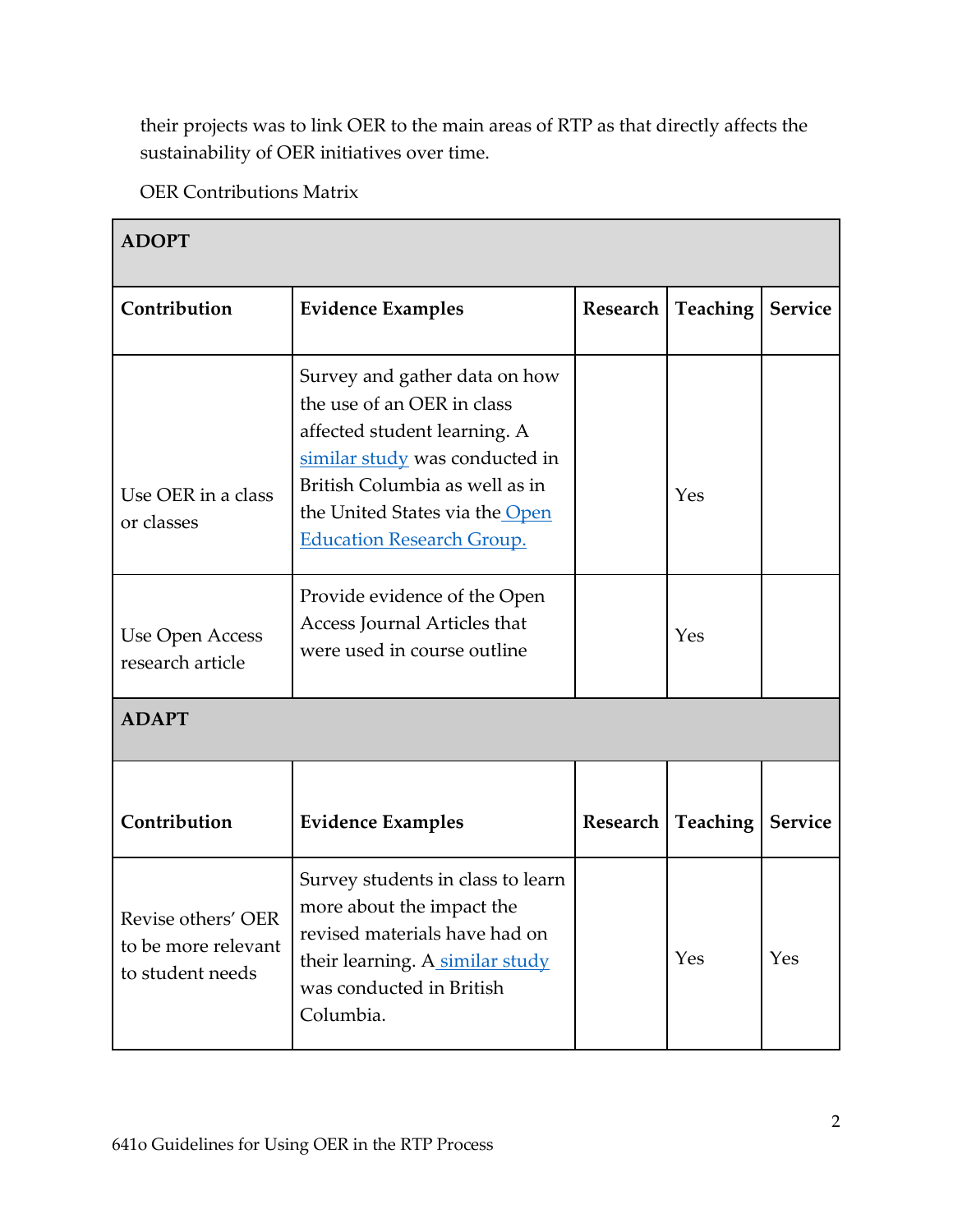their projects was to link OER to the main areas of RTP as that directly affects the sustainability of OER initiatives over time.

OER Contributions Matrix

| **ADOPT** | | | | |
|---|---|---|---|---|
| **Contribution** | **Evidence Examples** | **Research** | **Teaching** | **Service** |
| Use OER in a class or classes | Survey and gather data on how the use of an OER in class affected student learning. A similar study was conducted in British Columbia as well as in the United States via the Open Education Research Group. | | Yes | |
| Use Open Access research article | Provide evidence of the Open Access Journal Articles that were used in course outline | | Yes | |
| **ADAPT** | | | | |
| **Contribution** | **Evidence Examples** | **Research** | **Teaching** | **Service** |
| Revise others' OER to be more relevant to student needs | Survey students in class to learn more about the impact the revised materials have had on their learning. A similar study was conducted in British Columbia. | | Yes | Yes |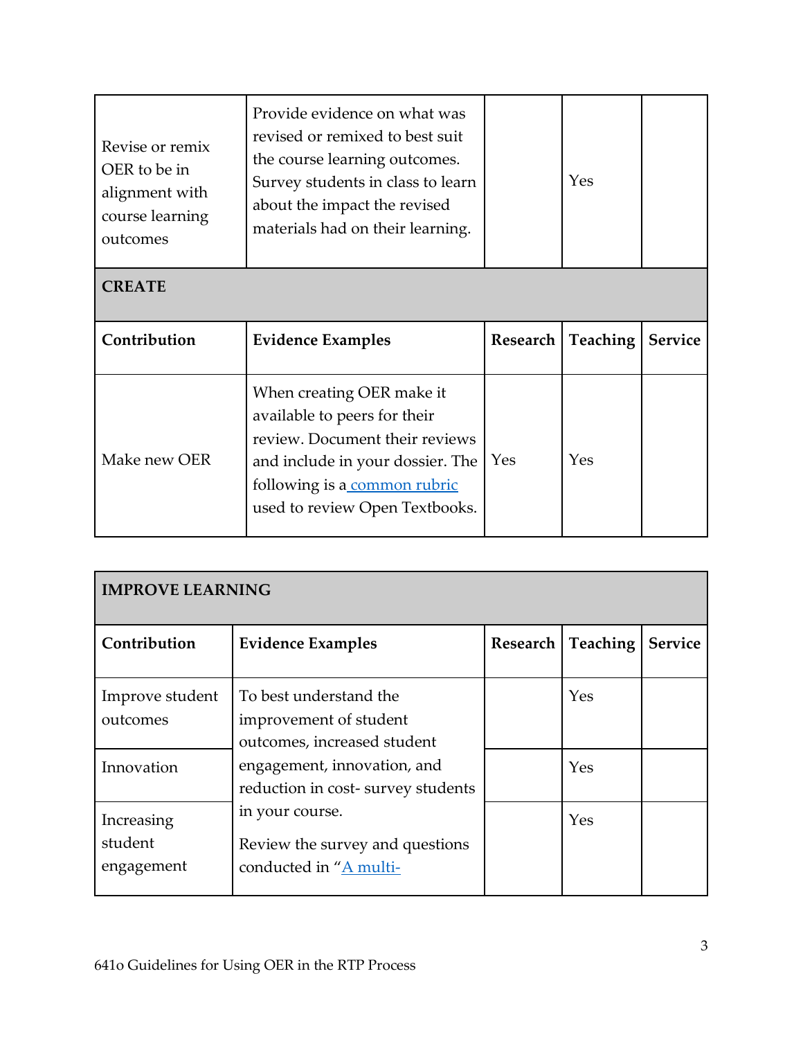| Contribution | Evidence Examples | Research | Teaching | Service |
|---|---|---|---|---|
| Revise or remix OER to be in alignment with course learning outcomes | Provide evidence on what was revised or remixed to best suit the course learning outcomes. Survey students in class to learn about the impact the revised materials had on their learning. | | Yes | |
| **CREATE** | | | | |
| **Contribution** | **Evidence Examples** | **Research** | **Teaching** | **Service** |
| Make new OER | When creating OER make it available to peers for their review. Document their reviews and include in your dossier. The following is a common rubric used to review Open Textbooks. | Yes | Yes | |

| **IMPROVE LEARNING** | | | | |
|---|---|---|---|---|
| **Contribution** | **Evidence Examples** | **Research** | **Teaching** | **Service** |
| Improve student outcomes | To best understand the improvement of student outcomes, increased student engagement, innovation, and reduction in cost- survey students in your course. Review the survey and questions conducted in "A multi- | | Yes | |
| Innovation | | | Yes | |
| Increasing student engagement | | | Yes | |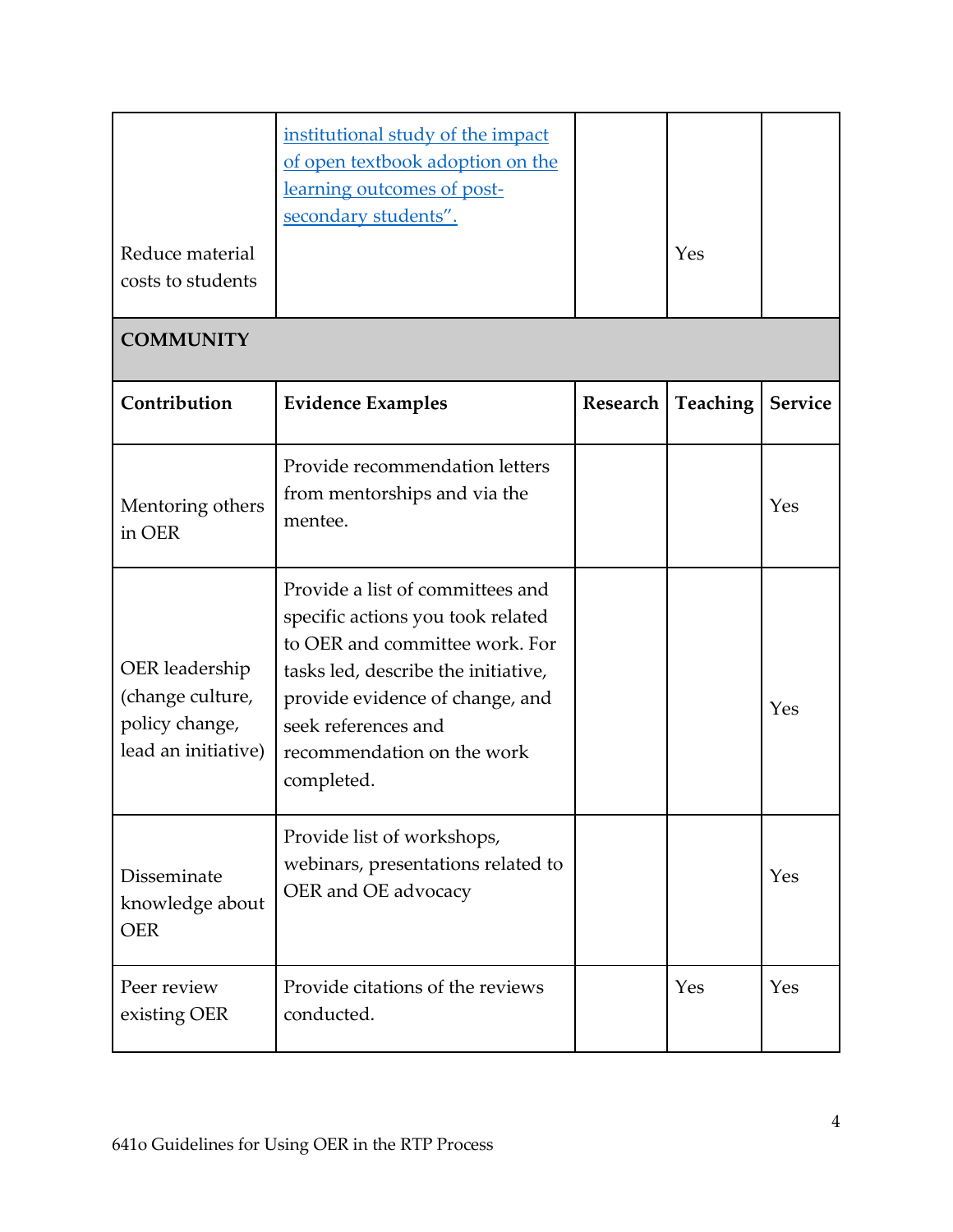| | | | | |
|---|---|---|---|---|
| Reduce material costs to students | [institutional study of the impact of open textbook adoption on the learning outcomes of post-secondary students".]() | | Yes | |
| **COMMUNITY** | | | | |
| **Contribution** | **Evidence Examples** | **Research** | **Teaching** | **Service** |
| Mentoring others in OER | Provide recommendation letters from mentorships and via the mentee. | | | Yes |
| OER leadership (change culture, policy change, lead an initiative) | Provide a list of committees and specific actions you took related to OER and committee work. For tasks led, describe the initiative, provide evidence of change, and seek references and recommendation on the work completed. | | | Yes |
| Disseminate knowledge about OER | Provide list of workshops, webinars, presentations related to OER and OE advocacy | | | Yes |
| Peer review existing OER | Provide citations of the reviews conducted. | | Yes | Yes |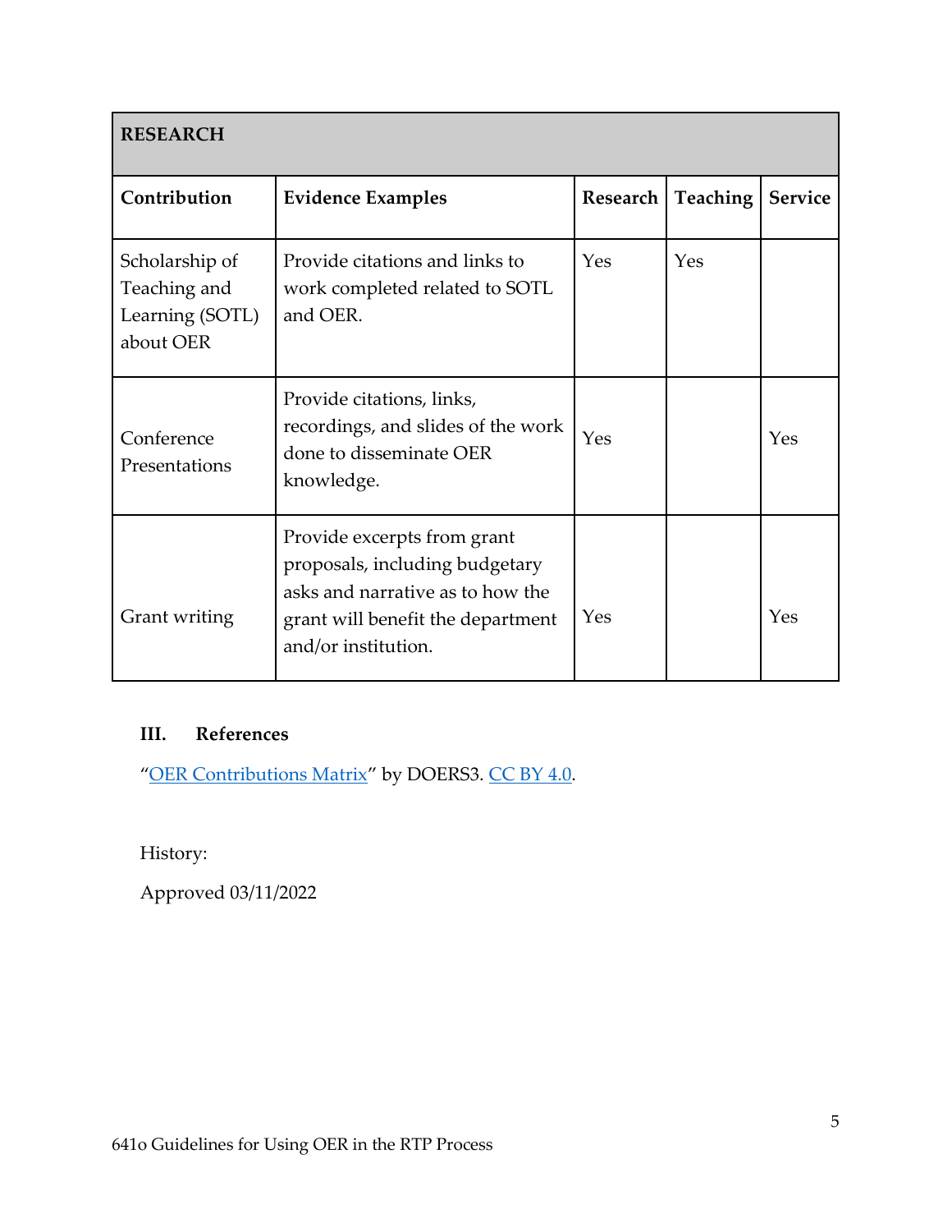| RESEARCH | | | | |
|---|---|---|---|---|
| **Contribution** | **Evidence Examples** | **Research** | **Teaching** | **Service** |
| Scholarship of Teaching and Learning (SOTL) about OER | Provide citations and links to work completed related to SOTL and OER. | Yes | Yes | |
| Conference Presentations | Provide citations, links, recordings, and slides of the work done to disseminate OER knowledge. | Yes | | Yes |
| Grant writing | Provide excerpts from grant proposals, including budgetary asks and narrative as to how the grant will benefit the department and/or institution. | Yes | | Yes |

## III. References

"OER Contributions Matrix" by DOERS3. CC BY 4.0.

History:

Approved 03/11/2022